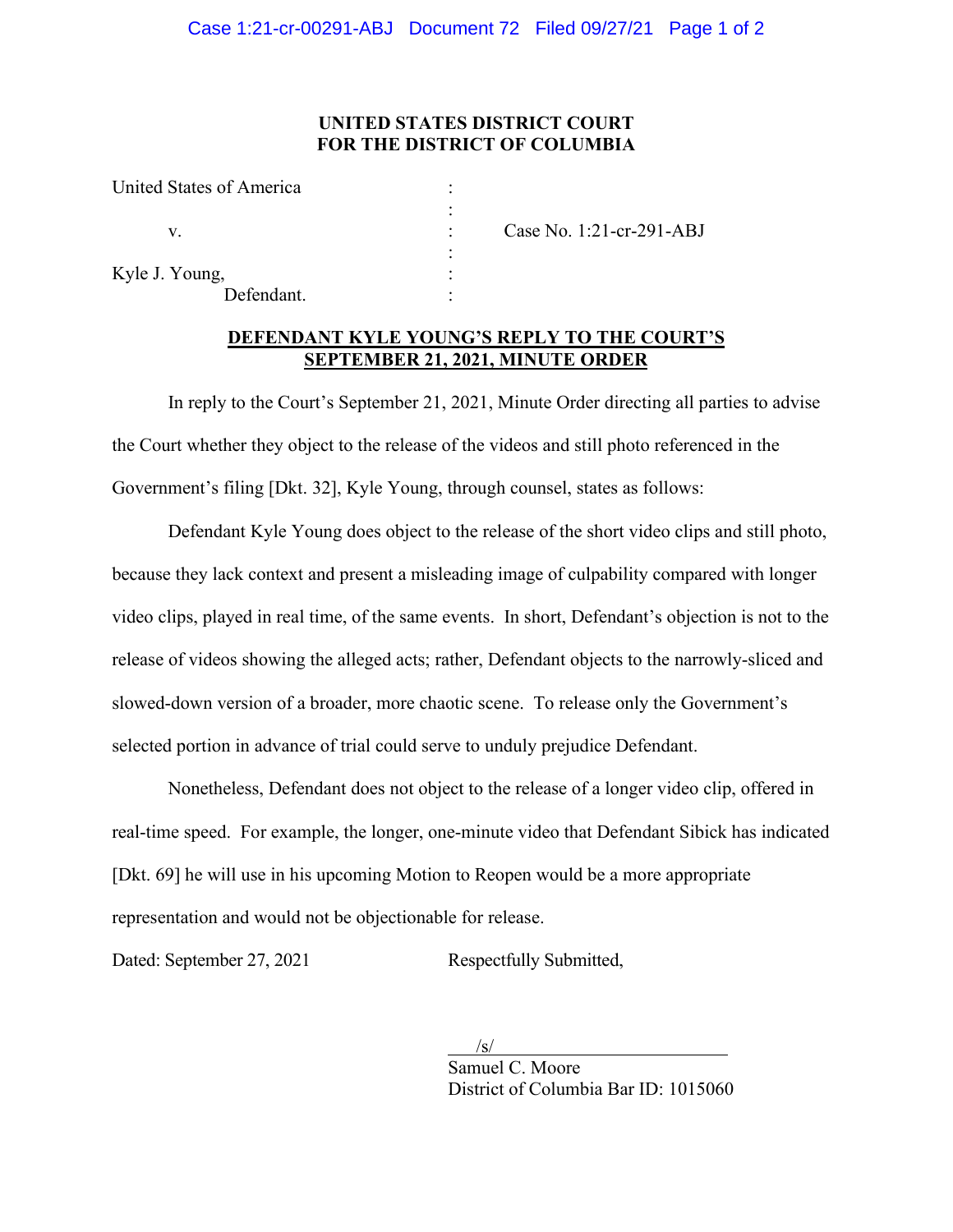**UNITED STATES DISTRICT COURT**
**FOR THE DISTRICT OF COLUMBIA**

| | | |
|---|---|---|
| United States of America | : | |
| | : | |
| v. | : | Case No. 1:21-cr-291-ABJ |
| | : | |
| Kyle J. Young, | : | |
| Defendant. | : | |

**DEFENDANT KYLE YOUNG'S REPLY TO THE COURT'S SEPTEMBER 21, 2021, MINUTE ORDER**

In reply to the Court's September 21, 2021, Minute Order directing all parties to advise the Court whether they object to the release of the videos and still photo referenced in the Government's filing [Dkt. 32], Kyle Young, through counsel, states as follows:

Defendant Kyle Young does object to the release of the short video clips and still photo, because they lack context and present a misleading image of culpability compared with longer video clips, played in real time, of the same events. In short, Defendant's objection is not to the release of videos showing the alleged acts; rather, Defendant objects to the narrowly-sliced and slowed-down version of a broader, more chaotic scene. To release only the Government's selected portion in advance of trial could serve to unduly prejudice Defendant.

Nonetheless, Defendant does not object to the release of a longer video clip, offered in real-time speed. For example, the longer, one-minute video that Defendant Sibick has indicated [Dkt. 69] he will use in his upcoming Motion to Reopen would be a more appropriate representation and would not be objectionable for release.

Dated: September 27, 2021

Respectfully Submitted,

/s/
Samuel C. Moore
District of Columbia Bar ID: 1015060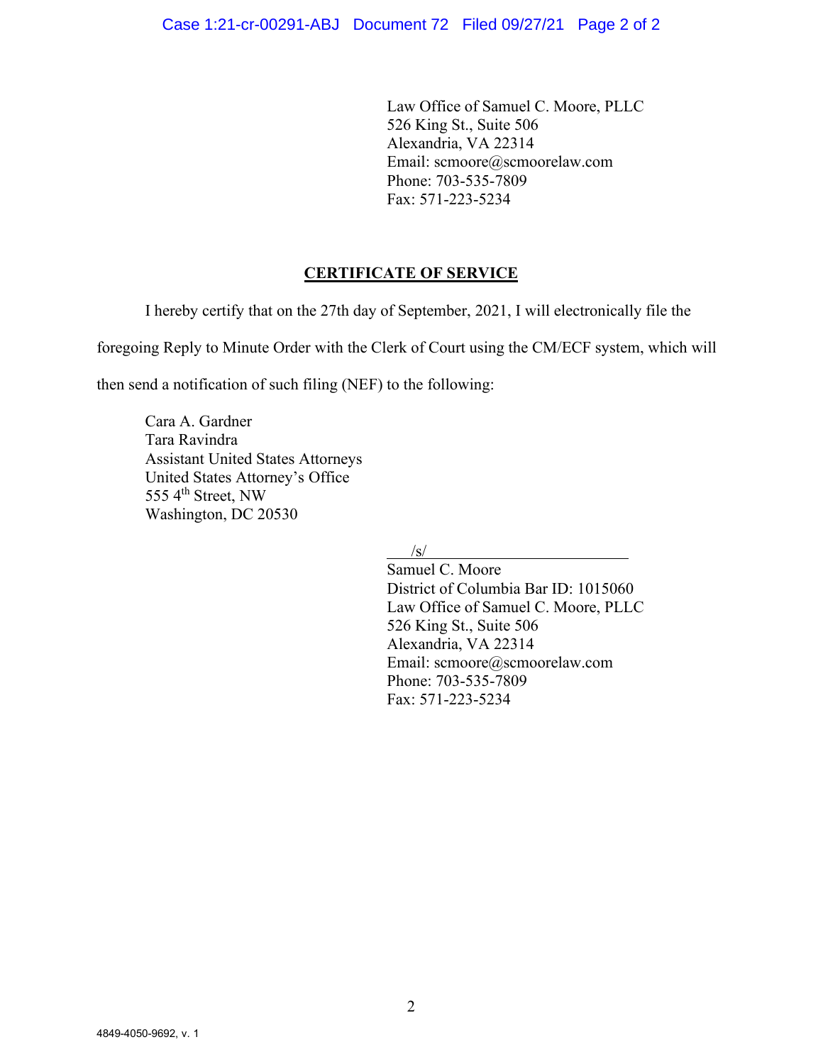Law Office of Samuel C. Moore, PLLC
526 King St., Suite 506
Alexandria, VA 22314
Email: scmoore@scmoorelaw.com
Phone: 703-535-7809
Fax: 571-223-5234

## CERTIFICATE OF SERVICE

I hereby certify that on the 27th day of September, 2021, I will electronically file the foregoing Reply to Minute Order with the Clerk of Court using the CM/ECF system, which will then send a notification of such filing (NEF) to the following:

Cara A. Gardner
Tara Ravindra
Assistant United States Attorneys
United States Attorney's Office
555 4th Street, NW
Washington, DC 20530

/s/
Samuel C. Moore
District of Columbia Bar ID: 1015060
Law Office of Samuel C. Moore, PLLC
526 King St., Suite 506
Alexandria, VA 22314
Email: scmoore@scmoorelaw.com
Phone: 703-535-7809
Fax: 571-223-5234

4849-4050-9692, v. 1